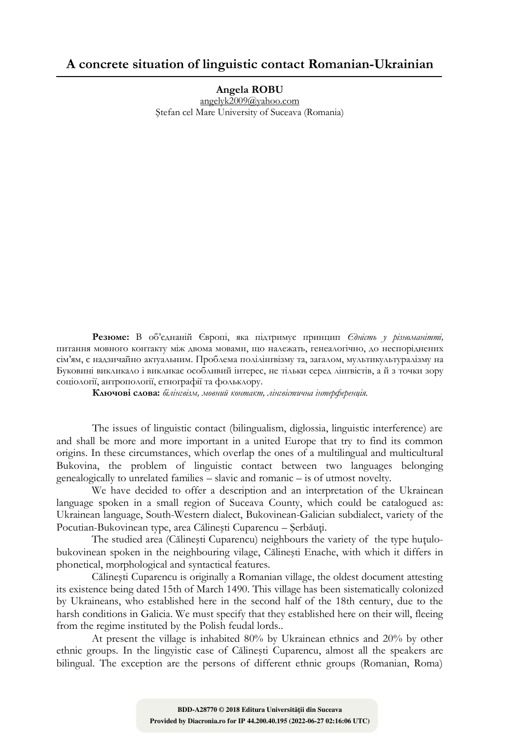# A concrete situation of linguistic contact Romanian-Ukrainian

**Angela ROBU**
angelyk2009@yahoo.com
Ștefan cel Mare University of Suceava (Romania)

**Резюме:** В об'єднаній Європі, яка підтримує принцип *Єдність у різноманітті,* питання мовного контакту між двома мовами, що належать, генеалогічно, до неспоріднених сім'ям, є надзичайно актуальним. Проблема полілінгвізму та, загалом, мультикультуралізму на Буковині викликало і викликає особливий інтерес, не тільки серед лінгвістів, а й з точки зору соціології, антропології, етнографії та фольклору.

**Ключові слова:** *білінгвізм, мовний контакт, лінгвістична інтерференція.*

The issues of linguistic contact (bilingualism, diglossia, linguistic interference) are and shall be more and more important in a united Europe that try to find its common origins. In these circumstances, which overlap the ones of a multilingual and multicultural Bukovina, the problem of linguistic contact between two languages belonging genealogically to unrelated families – slavic and romanic – is of utmost novelty.

We have decided to offer a description and an interpretation of the Ukrainean language spoken in a small region of Suceava County, which could be catalogued as: Ukrainean language, South-Western dialect, Bukovinean-Galician subdialect, variety of the Pocutian-Bukovinean type, area Călinești Cuparencu – Șerbăuți.

The studied area (Călinești Cuparencu) neighbours the variety of the type huțulo-bukovinean spoken in the neighbouring vilage, Călinești Enache, with which it differs in phonetical, morphological and syntactical features.

Călinești Cuparencu is originally a Romanian village, the oldest document attesting its existence being dated 15th of March 1490. This village has been sistematically colonized by Ukraineans, who established here in the second half of the 18th century, due to the harsh conditions in Galicia. We must specify that they established here on their will, fleeing from the regime instituted by the Polish feudal lords..

At present the village is inhabited 80% by Ukrainean ethnics and 20% by other ethnic groups. In the lingyistic case of Călinești Cuparencu, almost all the speakers are bilingual. The exception are the persons of different ethnic groups (Romanian, Roma)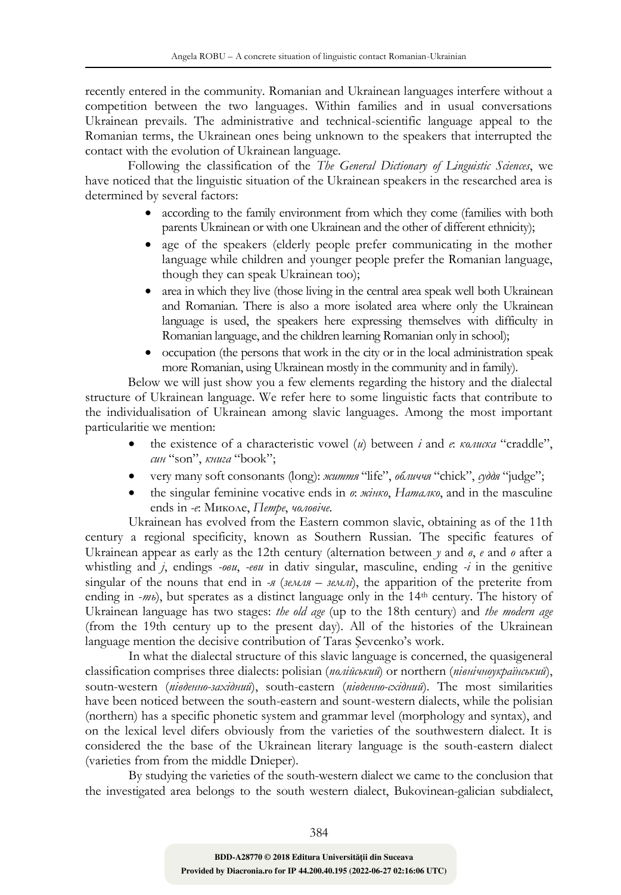recently entered in the community. Romanian and Ukrainean languages interfere without a competition between the two languages. Within families and in usual conversations Ukrainean prevails. The administrative and technical-scientific language appeal to the Romanian terms, the Ukrainean ones being unknown to the speakers that interrupted the contact with the evolution of Ukrainean language.

Following the classification of the *The General Dictionary of Linguistic Sciences*, we have noticed that the linguistic situation of the Ukrainean speakers in the researched area is determined by several factors:

- according to the family environment from which they come (families with both parents Ukrainean or with one Ukrainean and the other of different ethnicity);
- age of the speakers (elderly people prefer communicating in the mother language while children and younger people prefer the Romanian language, though they can speak Ukrainean too);
- area in which they live (those living in the central area speak well both Ukrainean and Romanian. There is also a more isolated area where only the Ukrainean language is used, the speakers here expressing themselves with difficulty in Romanian language, and the children learning Romanian only in school);
- occupation (the persons that work in the city or in the local administration speak more Romanian, using Ukrainean mostly in the community and in family).

Below we will just show you a few elements regarding the history and the dialectal structure of Ukrainean language. We refer here to some linguistic facts that contribute to the individualisation of Ukrainean among slavic languages. Among the most important particularitie we mention:

- the existence of a characteristic vowel (*и*) between *i* and *e*: *колиска* "craddle", *син* "son", *книга* "book";
- very many soft consonants (long): *життя* "life", *обличчя* "chick", *суддя* "judge";
- the singular feminine vocative ends in *o*: *жінко*, *Наталко*, and in the masculine ends in *-е*: Миколе, *Петре*, *чоловіче*.

Ukrainean has evolved from the Eastern common slavic, obtaining as of the 11th century a regional specificity, known as Southern Russian. The specific features of Ukrainean appear as early as the 12th century (alternation between *у* and *в*, *е* and *о* after a whistling and *j*, endings *-ови*, *-еви* in dativ singular, masculine, ending *-i* in the genitive singular of the nouns that end in *-я* (*земля – землі*), the apparition of the preterite from ending in *-ть*), but sperates as a distinct language only in the 14th century. The history of Ukrainean language has two stages: *the old age* (up to the 18th century) and *the modern age* (from the 19th century up to the present day). All of the histories of the Ukrainean language mention the decisive contribution of Taras Şevcenko's work.

In what the dialectal structure of this slavic language is concerned, the quasigeneral classification comprises three dialects: polisian (*полійський*) or northern (*північноукраїнський*), soutn-western (*південно-західний*), south-eastern (*південно-східний*). The most similarities have been noticed between the south-eastern and sount-western dialects, while the polisian (northern) has a specific phonetic system and grammar level (morphology and syntax), and on the lexical level difers obviously from the varieties of the southwestern dialect. It is considered the the base of the Ukrainean literary language is the south-eastern dialect (varieties from from the middle Dnieper).

By studying the varieties of the south-western dialect we came to the conclusion that the investigated area belongs to the south western dialect, Bukovinean-galician subdialect,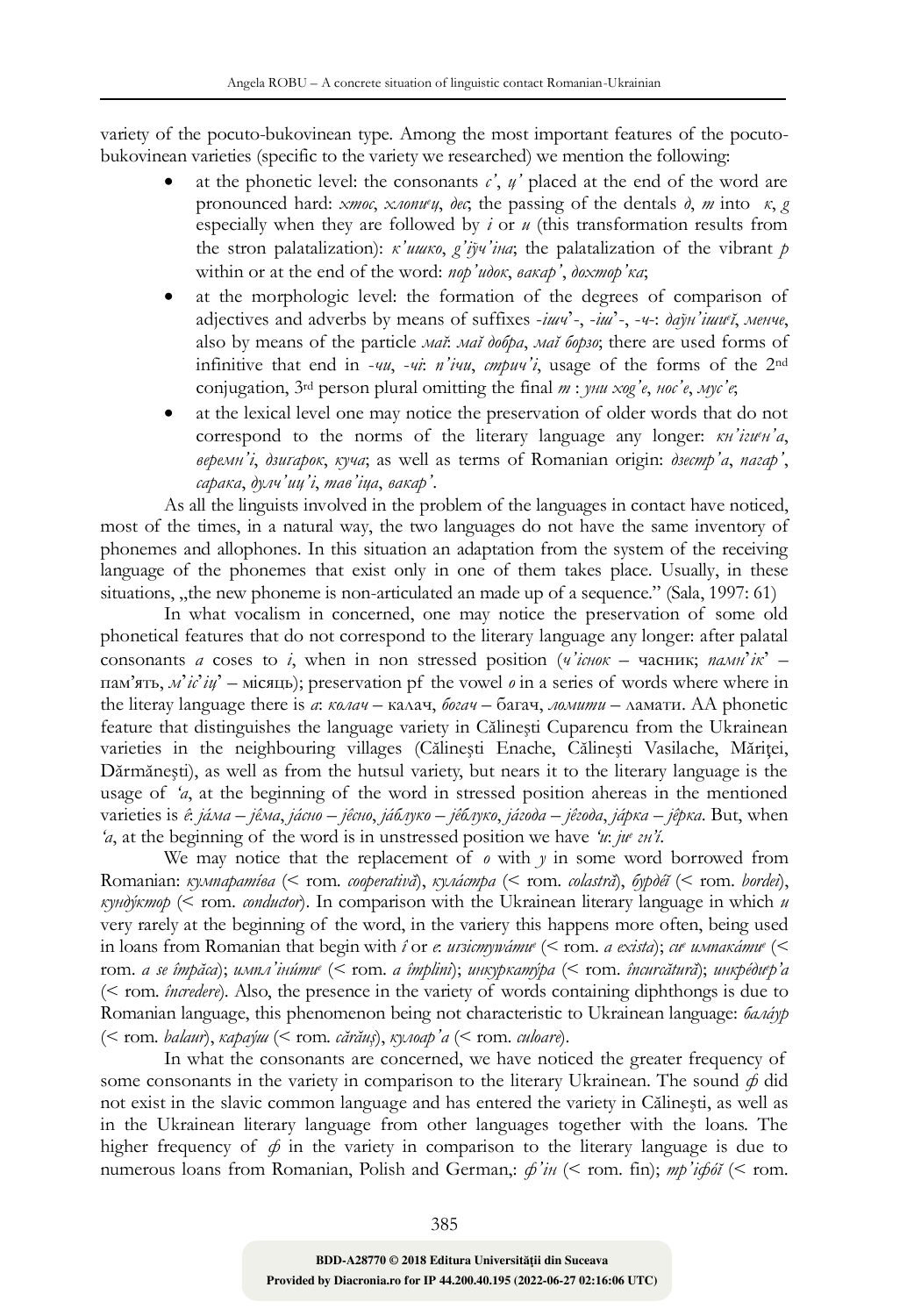variety of the pocuto-bukovinean type. Among the most important features of the pocuto-bukovinean varieties (specific to the variety we researched) we mention the following:

- at the phonetic level: the consonants *с'*, *ц'* placed at the end of the word are pronounced hard: *хтос*, *хлопиец*, *дес*; the passing of the dentals *д*, *т* into *к*, *g* especially when they are followed by *і* or *и* (this transformation results from the stron palatalization): *к'ишко*, *g'ӱч'іна*; the palatalization of the vibrant *р* within or at the end of the word: *пор'идок*, *вакар'*, *дохтор'ка*;
- at the morphologic level: the formation of the degrees of comparison of adjectives and adverbs by means of suffixes *-іш*'-, *-іш*'-, *-ч-*: *дайн'ішиеї*, *менче*, also by means of the particle *май*: *май добра*, *май борзо*; there are used forms of infinitive that end in *-чи*, *-чі*: *п'ічи*, *стрич'і*, usage of the forms of the 2nd conjugation, 3rd person plural omitting the final *т* : *уни ход'е*, *нос'е*, *мус'е*;
- at the lexical level one may notice the preservation of older words that do not correspond to the norms of the literary language any longer: *кн'ігиен'а*, *веремн'і*, *дзигарок*, *куча*; as well as terms of Romanian origin: *дзестр'а*, *пагар'*, *сарака*, *дулч'иц'і*, *тав'іца*, *вакар'*.

As all the linguists involved in the problem of the languages in contact have noticed, most of the times, in a natural way, the two languages do not have the same inventory of phonemes and allophones. In this situation an adaptation from the system of the receiving language of the phonemes that exist only in one of them takes place. Usually, in these situations, „the new phoneme is non-articulated an made up of a sequence." (Sala, 1997: 61)

In what vocalism in concerned, one may notice the preservation of some old phonetical features that do not correspond to the literary language any longer: after palatal consonants *а* coses to *і*, when in non stressed position (*ч'існок* – часник; *памн'ік*' – пам'ять, *м'іс'іц*' – місяць); preservation pf the vowel *о* in a series of words where where in the literay language there is *а*: *колач* – калач, *богач* – багач, *ломити* – ламати. AA phonetic feature that distinguishes the language variety in Călinești Cuparencu from the Ukrainean varieties in the neighbouring villages (Călinești Enache, Călinești Vasilache, Mărițel, Dărmănești), as well as from the hutsul variety, but nears it to the literary language is the usage of *'а*, at the beginning of the word in stressed position aheras in the mentioned varieties is *ê*: *jáма* – *jêма*, *jácно* – *jêсно*, *jáблуко* – *jêблуко*, *jáгода* – *jêгода*, *jáрка* – *jêрка*. But, when *'а*, at the beginning of the word is in unstressed position we have *'и*: *juе гн'і*.

We may notice that the replacement of *о* with *у* in some word borrowed from Romanian: *кумпаратíва* (< rom. *cooperativă*), *кулáстра* (< rom. *colastră*), *бурдéй* (< rom. *bordei*), *кундýктор* (< rom. *conductor*). In comparison with the Ukrainean literary language in which *и* very rarely at the beginning of the word, in the variery this happens more often, being used in loans from Romanian that begin with *î* or *e*: *игзістуwáтие* (< rom. *a exista*); *сие импакáтие* (< rom. *a se împăca*); *импл'інúтие* (< rom. *a împlini*); *инкуркатýра* (< rom. *încurcătură*); *инкрéдиер'а* (< rom. *încredere*). Also, the presence in the variety of words containing diphthongs is due to Romanian language, this phenomenon being not characteristic to Ukrainean language: *балáур* (< rom. *balaur*), *карáуш* (< rom. *cărăuș*), *кулоар'а* (< rom. *culoare*).

In what the consonants are concerned, we have noticed the greater frequency of some consonants in the variety in comparison to the literary Ukrainean. The sound *ф* did not exist in the slavic common language and has entered the variety in Călinești, as well as in the Ukrainean literary language from other languages together with the loans. The higher frequency of *ф* in the variety in comparison to the literary language is due to numerous loans from Romanian, Polish and German,: *ф'ін* (< rom. fin); *тр'іфóї* (< rom.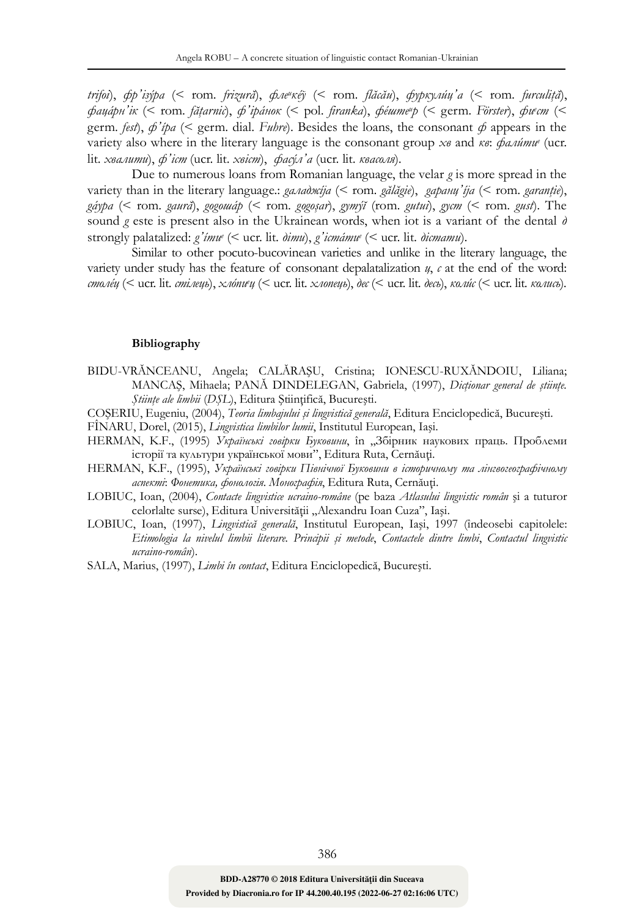*trifoi*), *фр'ізýра* (< rom. *frizură*), *флеиќéў* (< rom. *flăcău*), *фуркулúц'а* (< rom. *furculiță*), *фацáрн'ік* (< rom. *fățarnic*), *ф'íрáнок* (< pol. *firanka*), *фéштеир* (< germ. *Förster*), *фиест* (< germ. *fest*), *ф'íра* (< germ. dial. *Fuhre*). Besides the loans, the consonant *ф* appears in the variety also where in the literary language is the consonant group *хв* and *кв*: *фалúтие* (ucr. lit. *хвалити*), *ф'íст* (ucr. lit. *хвіст*), *фасýл'а* (ucr. lit. *квасоля*).

Due to numerous loans from Romanian language, the velar *g* is more spread in the variety than in the literary language.: *galaджíja* (< rom. *gălăgie*), *garanц'íja* (< rom. *garanție*), *gáура* (< rom. *gaură*), *gogoшáр* (< rom. *gogoșar*), *gутýї* (rom. *gutui*), *gуст* (< rom. *gust*). The sound *g* este is present also in the Ukrainean words, when iot is a variant of the dental *д* strongly palatalized: *g'íтие* (< ucr. lit. *діти*), *g'істáтие* (< ucr. lit. *дістати*).

Similar to other pocuto-bucovinean varieties and unlike in the literary language, the variety under study has the feature of consonant depalatalization *ц*, *с* at the end of the word: *столéц* (< ucr. lit. *стілець*), *хлóпиец* (< ucr. lit. *хлопець*), *дес* (< ucr. lit. *десь*), *колúс* (< ucr. lit. *колись*).

**Bibliography**

BIDU-VRĂNCEANU, Angela; CALĂRAȘU, Cristina; IONESCU-RUXĂNDOIU, Liliana; MANCAȘ, Mihaela; PANĂ DINDELEGAN, Gabriela, (1997), *Dicționar general de științe. Științe ale limbii* (*DȘL*), Editura Științifică, București.

COȘERIU, Eugeniu, (2004), *Teoria limbajului și lingvistică generală*, Editura Enciclopedică, București.

FÎNARU, Dorel, (2015), *Lingvistica limbilor lumii*, Institutul European, Iași.

HERMAN, K.F., (1995) *Українські говірки Буковини*, în „Збірник наукових праць. Проблеми історії та культури української мови", Editura Ruta, Cernăuți.

HERMAN, K.F., (1995), *Українські говірки Північної Буковини в історичному та лінгвогеографічному аспекті*: *Фонетика, фонологія. Монографія*, Editura Ruta, Cernăuți.

LOBIUC, Ioan, (2004), *Contacte lingvistice ucraino-române* (pe baza *Atlasului lingvistic român* și a tuturor celorlalte surse), Editura Universității „Alexandru Ioan Cuza", Iași.

LOBIUC, Ioan, (1997), *Lingvistică generală*, Institutul European, Iași, 1997 (îndeosebi capitolele: *Etimologia la nivelul limbii literare. Principii și metode*, *Contactele dintre limbi*, *Contactul lingvistic ucraino-român*).

SALA, Marius, (1997), *Limbi în contact*, Editura Enciclopedică, București.